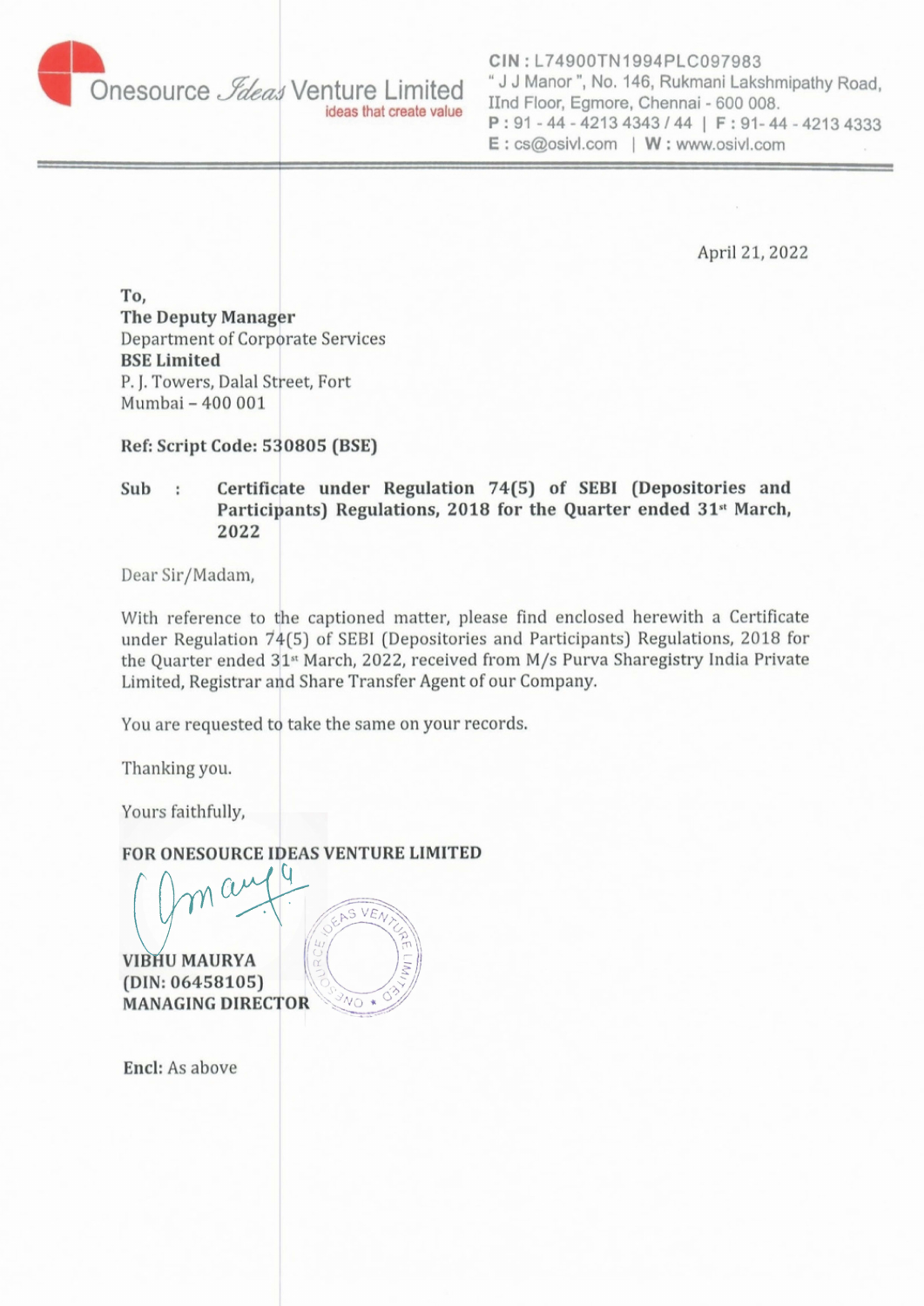Onesource *Ideas* Venture Limited
ideas that create value

CIN : L74900TN1994PLC097983
" J J Manor ", No. 146, Rukmani Lakshmipathy Road,
IInd Floor, Egmore, Chennai - 600 008.
P : 91 - 44 - 4213 4343 / 44 | F : 91- 44 - 4213 4333
E : cs@osivl.com | W : www.osivl.com

April 21, 2022

To,
**The Deputy Manager**
Department of Corporate Services
**BSE Limited**
P. J. Towers, Dalal Street, Fort
Mumbai – 400 001

**Ref: Script Code: 530805 (BSE)**

**Sub : Certificate under Regulation 74(5) of SEBI (Depositories and Participants) Regulations, 2018 for the Quarter ended 31st March, 2022**

Dear Sir/Madam,

With reference to the captioned matter, please find enclosed herewith a Certificate under Regulation 74(5) of SEBI (Depositories and Participants) Regulations, 2018 for the Quarter ended 31st March, 2022, received from M/s Purva Sharegistry India Private Limited, Registrar and Share Transfer Agent of our Company.

You are requested to take the same on your records.

Thanking you.

Yours faithfully,

**FOR ONESOURCE IDEAS VENTURE LIMITED**

**VIBHU MAURYA**
**(DIN: 06458105)**
**MANAGING DIRECTOR**

**Encl:** As above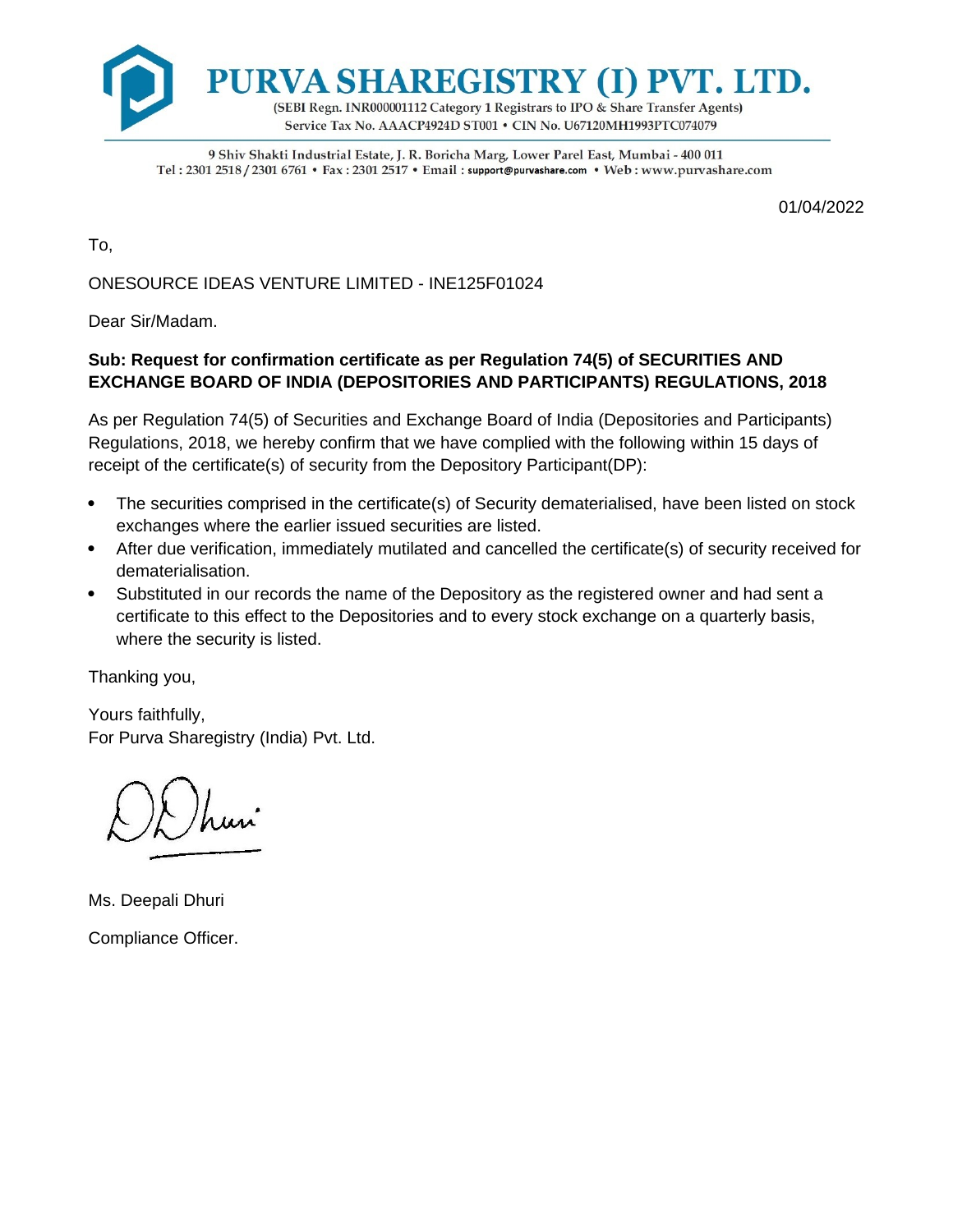# PURVA SHAREGISTRY (I) PVT. LTD.

(SEBI Regn. INR000001112 Category 1 Registrars to IPO & Share Transfer Agents)
Service Tax No. AAACP4924D ST001 • CIN No. U67120MH1993PTC074079

9 Shiv Shakti Industrial Estate, J. R. Boricha Marg, Lower Parel East, Mumbai - 400 011
Tel : 2301 2518 / 2301 6761 • Fax : 2301 2517 • Email : support@purvashare.com • Web : www.purvashare.com

01/04/2022

To,

ONESOURCE IDEAS VENTURE LIMITED - INE125F01024

Dear Sir/Madam.

**Sub: Request for confirmation certificate as per Regulation 74(5) of SECURITIES AND EXCHANGE BOARD OF INDIA (DEPOSITORIES AND PARTICIPANTS) REGULATIONS, 2018**

As per Regulation 74(5) of Securities and Exchange Board of India (Depositories and Participants) Regulations, 2018, we hereby confirm that we have complied with the following within 15 days of receipt of the certificate(s) of security from the Depository Participant(DP):

- The securities comprised in the certificate(s) of Security dematerialised, have been listed on stock exchanges where the earlier issued securities are listed.
- After due verification, immediately mutilated and cancelled the certificate(s) of security received for dematerialisation.
- Substituted in our records the name of the Depository as the registered owner and had sent a certificate to this effect to the Depositories and to every stock exchange on a quarterly basis, where the security is listed.

Thanking you,

Yours faithfully,
For Purva Sharegistry (India) Pvt. Ltd.

Ms. Deepali Dhuri

Compliance Officer.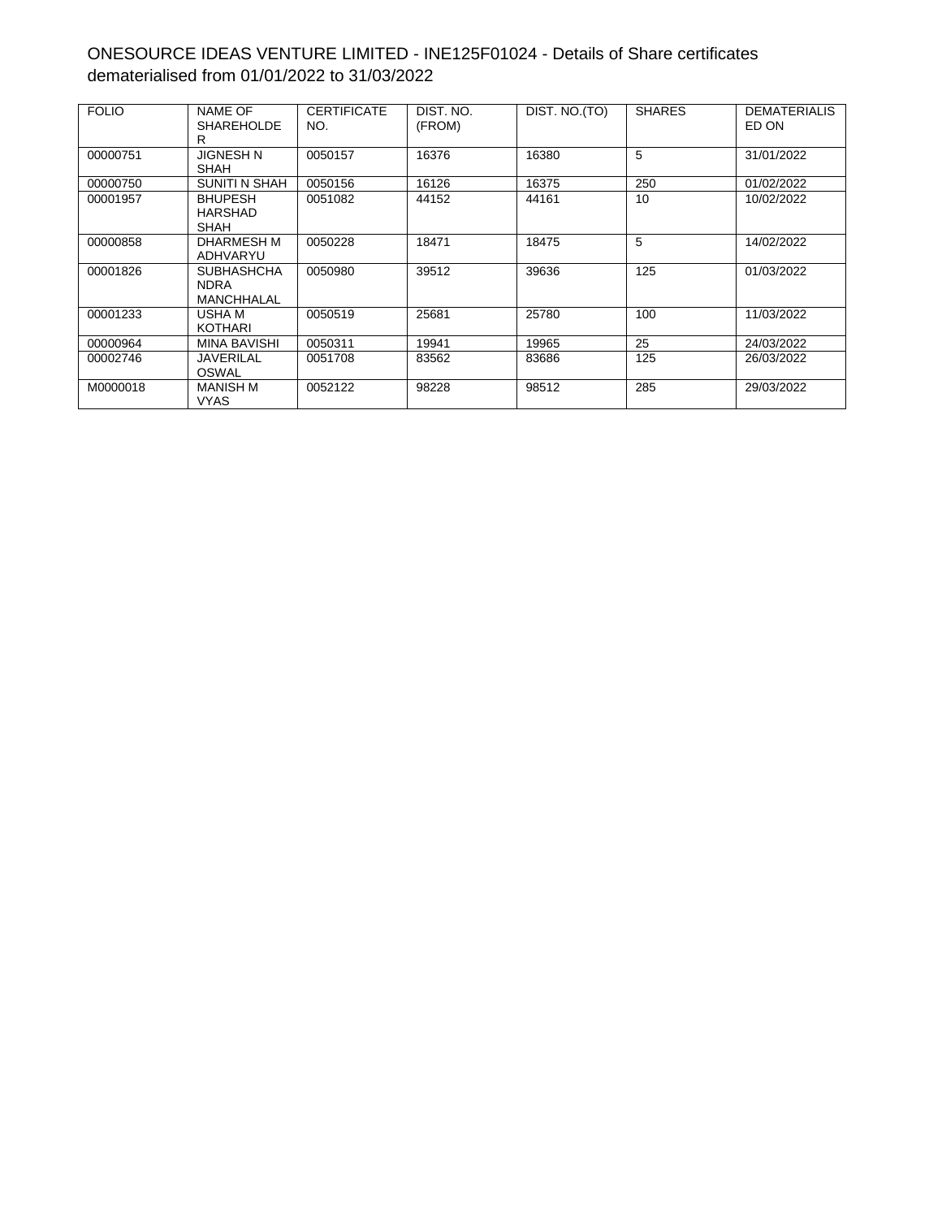ONESOURCE IDEAS VENTURE LIMITED - INE125F01024 - Details of Share certificates dematerialised from 01/01/2022 to 31/03/2022

| FOLIO | NAME OF SHAREHOLDER | CERTIFICATE NO. | DIST. NO. (FROM) | DIST. NO.(TO) | SHARES | DEMATERIALISED ON |
|---|---|---|---|---|---|---|
| 00000751 | JIGNESH N SHAH | 0050157 | 16376 | 16380 | 5 | 31/01/2022 |
| 00000750 | SUNITI N SHAH | 0050156 | 16126 | 16375 | 250 | 01/02/2022 |
| 00001957 | BHUPESH HARSHAD SHAH | 0051082 | 44152 | 44161 | 10 | 10/02/2022 |
| 00000858 | DHARMESH M ADHVARYU | 0050228 | 18471 | 18475 | 5 | 14/02/2022 |
| 00001826 | SUBHASHCHANDRA MANCHHALAL | 0050980 | 39512 | 39636 | 125 | 01/03/2022 |
| 00001233 | USHA M KOTHARI | 0050519 | 25681 | 25780 | 100 | 11/03/2022 |
| 00000964 | MINA BAVISHI | 0050311 | 19941 | 19965 | 25 | 24/03/2022 |
| 00002746 | JAVERILAL OSWAL | 0051708 | 83562 | 83686 | 125 | 26/03/2022 |
| M0000018 | MANISH M VYAS | 0052122 | 98228 | 98512 | 285 | 29/03/2022 |